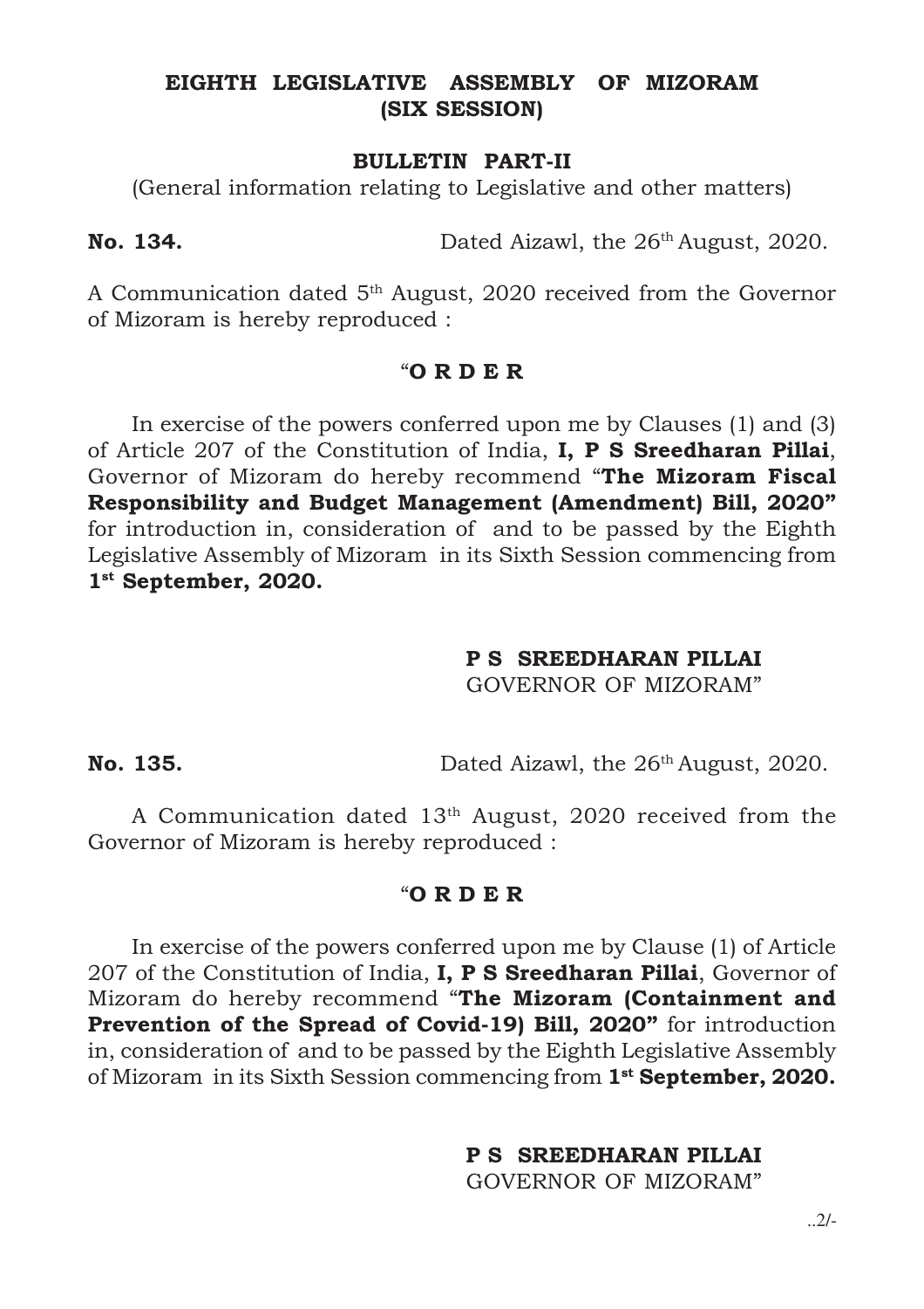## EIGHTH LEGISLATIVE ASSEMBLY OF MIZORAM
## (SIX SESSION)

### BULLETIN PART-II

(General information relating to Legislative and other matters)

**No. 134.** Dated Aizawl, the 26th August, 2020.

A Communication dated 5th August, 2020 received from the Governor of Mizoram is hereby reproduced :

"**O R D E R**

In exercise of the powers conferred upon me by Clauses (1) and (3) of Article 207 of the Constitution of India, **I, P S Sreedharan Pillai**, Governor of Mizoram do hereby recommend "**The Mizoram Fiscal Responsibility and Budget Management (Amendment) Bill, 2020"** for introduction in, consideration of and to be passed by the Eighth Legislative Assembly of Mizoram in its Sixth Session commencing from **1st September, 2020.**

**P S SREEDHARAN PILLAI**
GOVERNOR OF MIZORAM"

**No. 135.** Dated Aizawl, the 26th August, 2020.

A Communication dated 13th August, 2020 received from the Governor of Mizoram is hereby reproduced :

"**O R D E R**

In exercise of the powers conferred upon me by Clause (1) of Article 207 of the Constitution of India, **I, P S Sreedharan Pillai**, Governor of Mizoram do hereby recommend "**The Mizoram (Containment and Prevention of the Spread of Covid-19) Bill, 2020"** for introduction in, consideration of and to be passed by the Eighth Legislative Assembly of Mizoram in its Sixth Session commencing from **1st September, 2020.**

**P S SREEDHARAN PILLAI**
GOVERNOR OF MIZORAM"

..2/-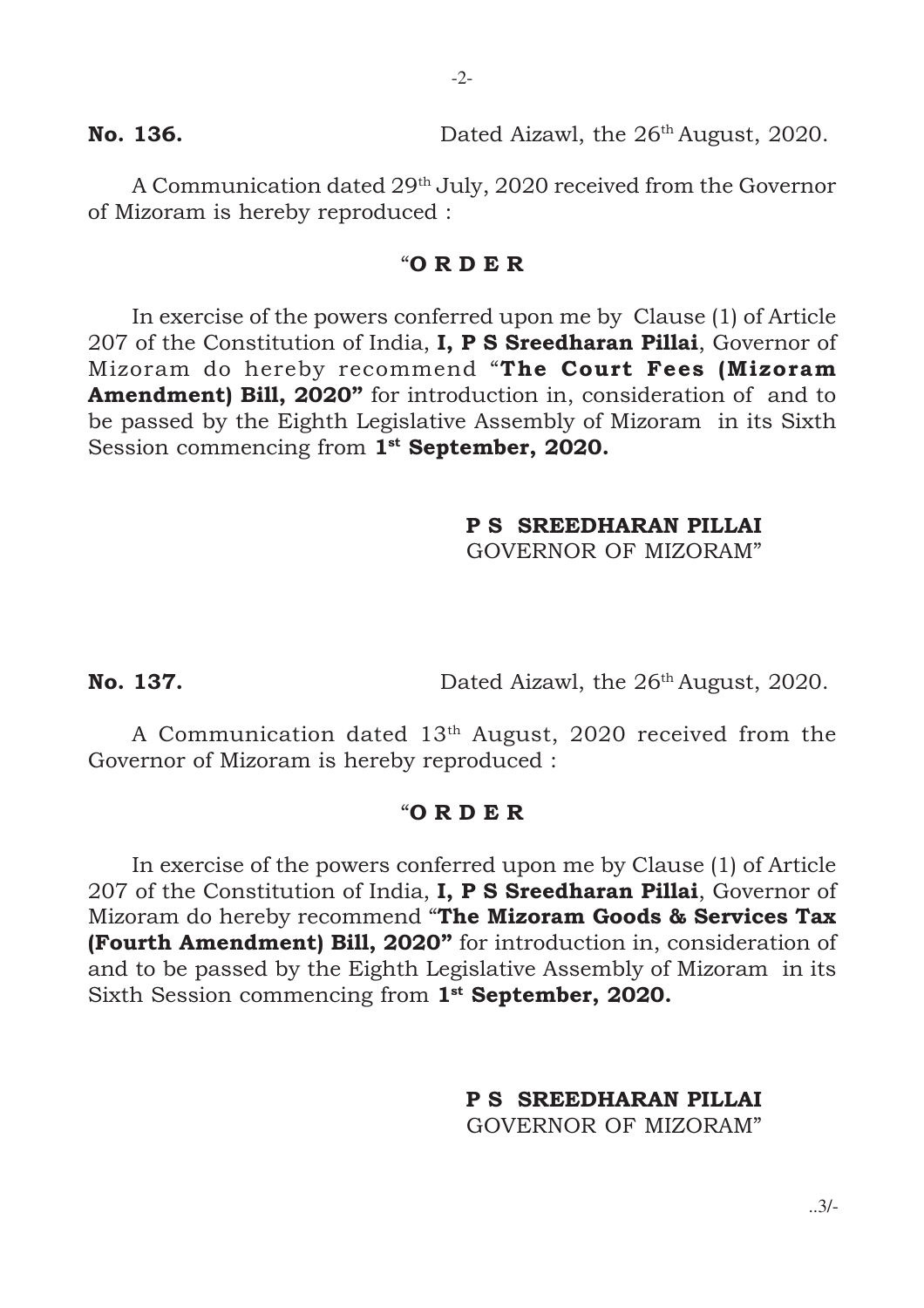**No. 136.** Dated Aizawl, the 26th August, 2020.

A Communication dated 29th July, 2020 received from the Governor of Mizoram is hereby reproduced :

"**O R D E R**

In exercise of the powers conferred upon me by Clause (1) of Article 207 of the Constitution of India, **I, P S Sreedharan Pillai**, Governor of Mizoram do hereby recommend "**The Court Fees (Mizoram Amendment) Bill, 2020"** for introduction in, consideration of and to be passed by the Eighth Legislative Assembly of Mizoram in its Sixth Session commencing from **1st September, 2020.**

**P S SREEDHARAN PILLAI**
GOVERNOR OF MIZORAM"

**No. 137.** Dated Aizawl, the 26th August, 2020.

A Communication dated 13th August, 2020 received from the Governor of Mizoram is hereby reproduced :

"**O R D E R**

In exercise of the powers conferred upon me by Clause (1) of Article 207 of the Constitution of India, **I, P S Sreedharan Pillai**, Governor of Mizoram do hereby recommend "**The Mizoram Goods & Services Tax (Fourth Amendment) Bill, 2020"** for introduction in, consideration of and to be passed by the Eighth Legislative Assembly of Mizoram in its Sixth Session commencing from **1st September, 2020.**

**P S SREEDHARAN PILLAI**
GOVERNOR OF MIZORAM"

..3/-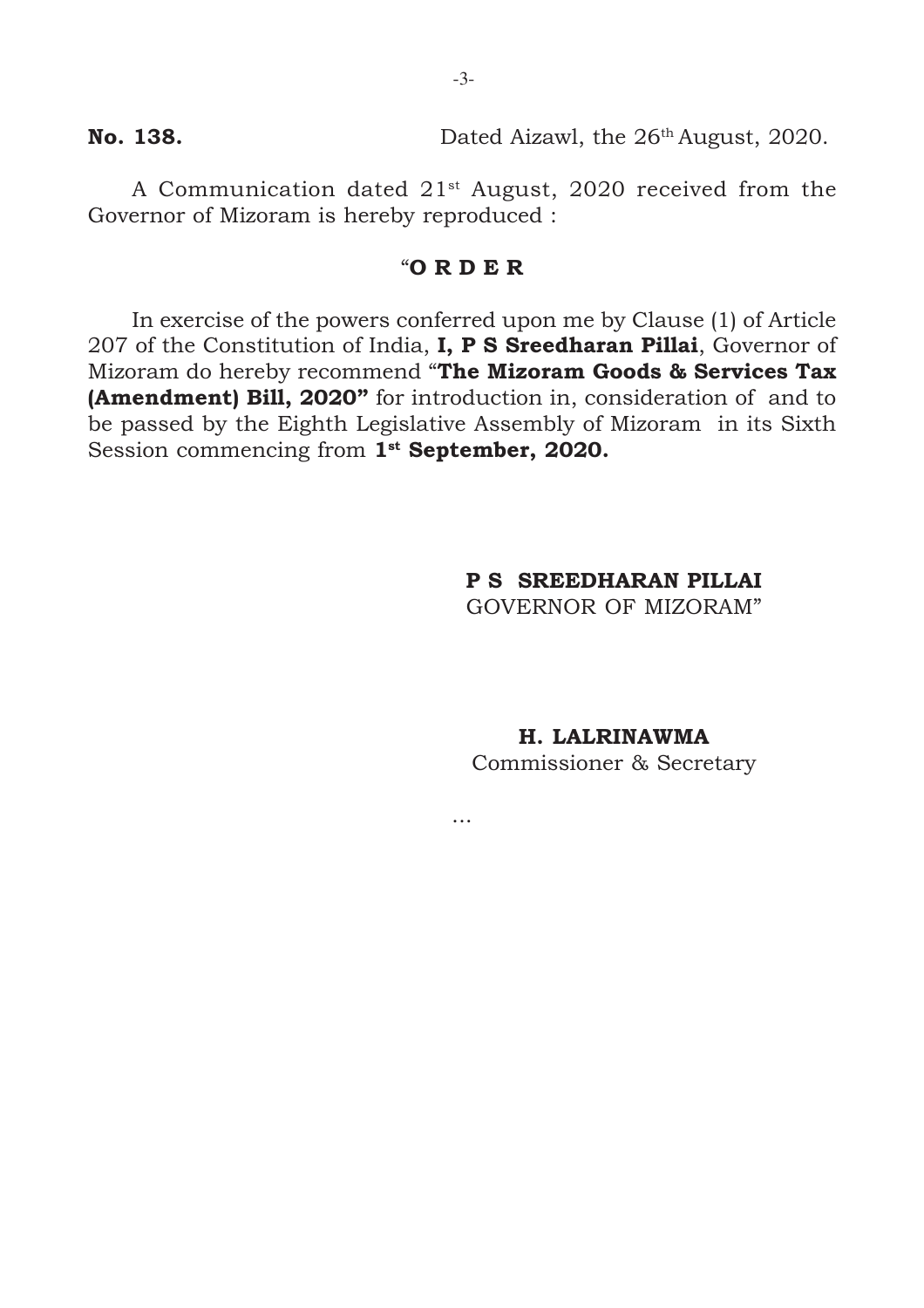**No. 138.** Dated Aizawl, the 26th August, 2020.

A Communication dated 21st August, 2020 received from the Governor of Mizoram is hereby reproduced :

**"O R D E R**

In exercise of the powers conferred upon me by Clause (1) of Article 207 of the Constitution of India, **I, P S Sreedharan Pillai**, Governor of Mizoram do hereby recommend "**The Mizoram Goods & Services Tax (Amendment) Bill, 2020"** for introduction in, consideration of and to be passed by the Eighth Legislative Assembly of Mizoram in its Sixth Session commencing from **1st September, 2020.**

**P S SREEDHARAN PILLAI**
GOVERNOR OF MIZORAM"

**H. LALRINAWMA**
Commissioner & Secretary

...